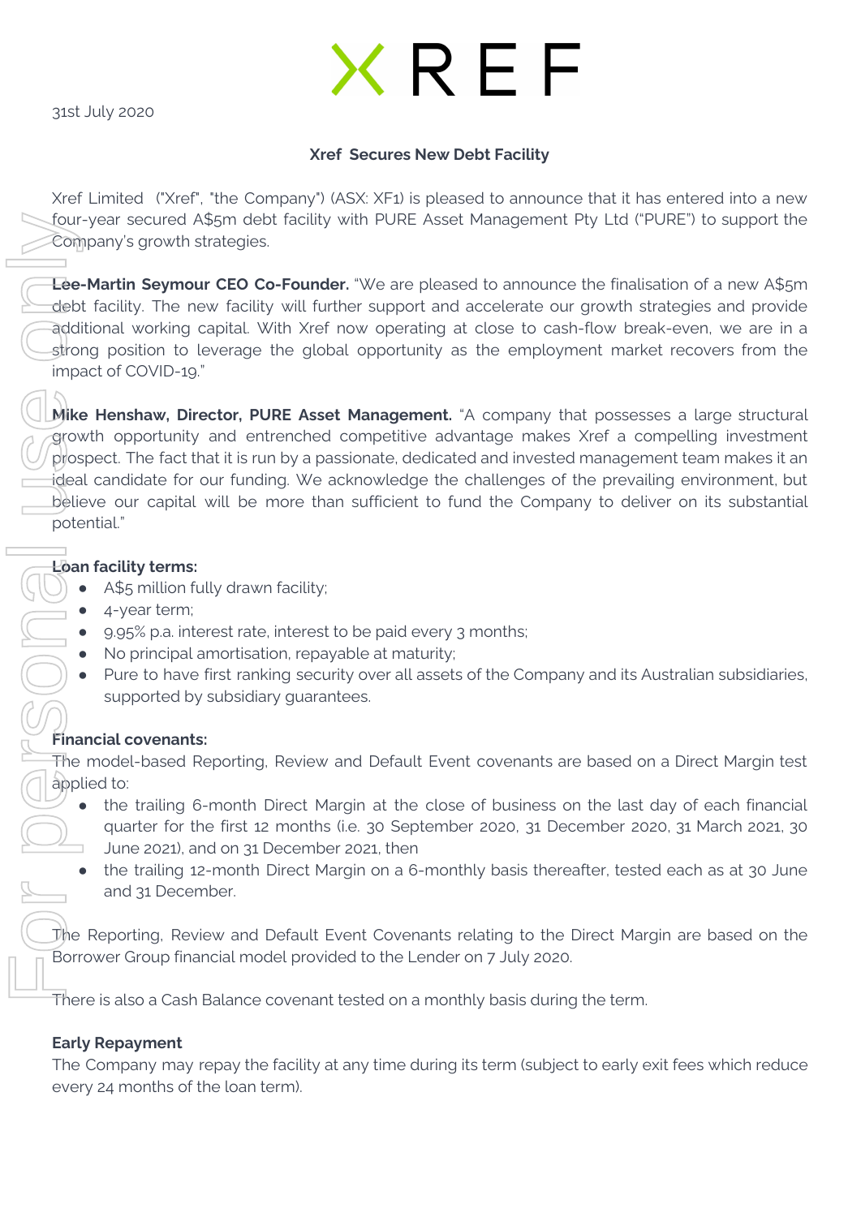31st July 2020

## Xref Secures New Debt Facility

Xref Limited ("Xref", "the Company") (ASX: XF1) is pleased to announce that it has entered into a new four-year secured A$5m debt facility with PURE Asset Management Pty Ltd ("PURE") to support the Company's growth strategies.

**Lee-Martin Seymour CEO Co-Founder.** "We are pleased to announce the finalisation of a new A$5m debt facility. The new facility will further support and accelerate our growth strategies and provide additional working capital. With Xref now operating at close to cash-flow break-even, we are in a strong position to leverage the global opportunity as the employment market recovers from the impact of COVID-19."

**Mike Henshaw, Director, PURE Asset Management.** "A company that possesses a large structural growth opportunity and entrenched competitive advantage makes Xref a compelling investment prospect. The fact that it is run by a passionate, dedicated and invested management team makes it an ideal candidate for our funding. We acknowledge the challenges of the prevailing environment, but believe our capital will be more than sufficient to fund the Company to deliver on its substantial potential."

**Loan facility terms:**

- A$5 million fully drawn facility;
- 4-year term;
- 9.95% p.a. interest rate, interest to be paid every 3 months;
- No principal amortisation, repayable at maturity;
- Pure to have first ranking security over all assets of the Company and its Australian subsidiaries, supported by subsidiary guarantees.

**Financial covenants:**

The model-based Reporting, Review and Default Event covenants are based on a Direct Margin test applied to:

- the trailing 6-month Direct Margin at the close of business on the last day of each financial quarter for the first 12 months (i.e. 30 September 2020, 31 December 2020, 31 March 2021, 30 June 2021), and on 31 December 2021, then
- the trailing 12-month Direct Margin on a 6-monthly basis thereafter, tested each as at 30 June and 31 December.

The Reporting, Review and Default Event Covenants relating to the Direct Margin are based on the Borrower Group financial model provided to the Lender on 7 July 2020.

There is also a Cash Balance covenant tested on a monthly basis during the term.

**Early Repayment**

The Company may repay the facility at any time during its term (subject to early exit fees which reduce every 24 months of the loan term).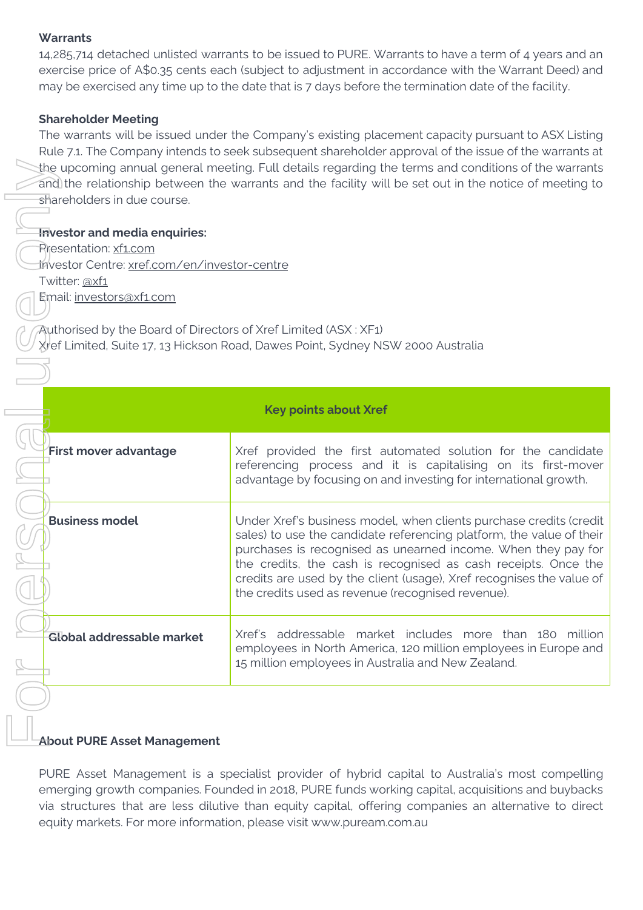**Warrants**

14,285,714 detached unlisted warrants to be issued to PURE. Warrants to have a term of 4 years and an exercise price of A$0.35 cents each (subject to adjustment in accordance with the Warrant Deed) and may be exercised any time up to the date that is 7 days before the termination date of the facility.

**Shareholder Meeting**

The warrants will be issued under the Company's existing placement capacity pursuant to ASX Listing Rule 7.1. The Company intends to seek subsequent shareholder approval of the issue of the warrants at the upcoming annual general meeting. Full details regarding the terms and conditions of the warrants and the relationship between the warrants and the facility will be set out in the notice of meeting to shareholders in due course.

**Investor and media enquiries:**

Presentation: xf1.com
Investor Centre: xref.com/en/investor-centre
Twitter: @xf1
Email: investors@xf1.com

Authorised by the Board of Directors of Xref Limited (ASX : XF1)
Xref Limited, Suite 17, 13 Hickson Road, Dawes Point, Sydney NSW 2000 Australia

| Key points about Xref | |
|---|---|
| **First mover advantage** | Xref provided the first automated solution for the candidate referencing process and it is capitalising on its first-mover advantage by focusing on and investing for international growth. |
| **Business model** | Under Xref's business model, when clients purchase credits (credit sales) to use the candidate referencing platform, the value of their purchases is recognised as unearned income. When they pay for the credits, the cash is recognised as cash receipts. Once the credits are used by the client (usage), Xref recognises the value of the credits used as revenue (recognised revenue). |
| **Global addressable market** | Xref's addressable market includes more than 180 million employees in North America, 120 million employees in Europe and 15 million employees in Australia and New Zealand. |

**About PURE Asset Management**

PURE Asset Management is a specialist provider of hybrid capital to Australia's most compelling emerging growth companies. Founded in 2018, PURE funds working capital, acquisitions and buybacks via structures that are less dilutive than equity capital, offering companies an alternative to direct equity markets. For more information, please visit www.puream.com.au